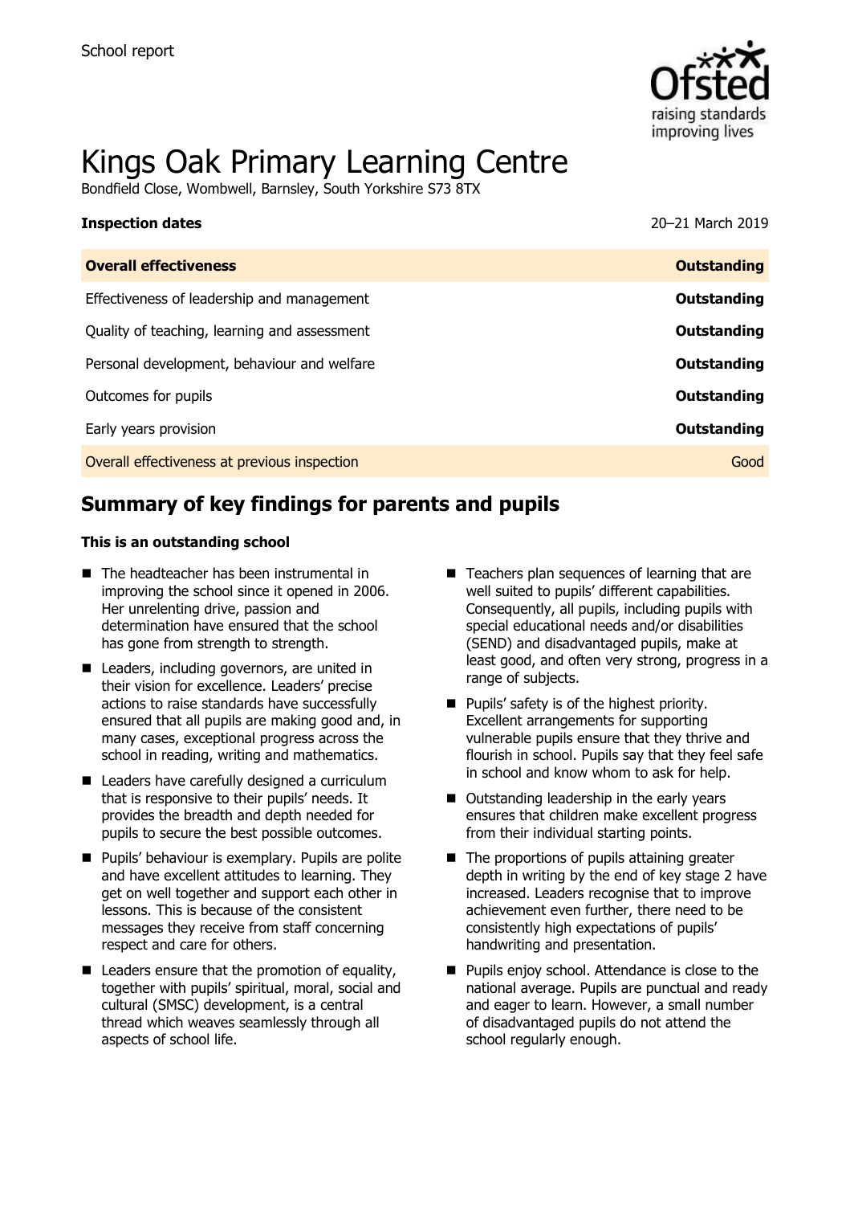School report

# Kings Oak Primary Learning Centre

Bondfield Close, Wombwell, Barnsley, South Yorkshire S73 8TX

| **Inspection dates** | 20–21 March 2019 |
| --- | --- |
| **Overall effectiveness** | **Outstanding** |
| Effectiveness of leadership and management | **Outstanding** |
| Quality of teaching, learning and assessment | **Outstanding** |
| Personal development, behaviour and welfare | **Outstanding** |
| Outcomes for pupils | **Outstanding** |
| Early years provision | **Outstanding** |
| Overall effectiveness at previous inspection | Good |

## Summary of key findings for parents and pupils

**This is an outstanding school**

- The headteacher has been instrumental in improving the school since it opened in 2006. Her unrelenting drive, passion and determination have ensured that the school has gone from strength to strength.
- Leaders, including governors, are united in their vision for excellence. Leaders' precise actions to raise standards have successfully ensured that all pupils are making good and, in many cases, exceptional progress across the school in reading, writing and mathematics.
- Leaders have carefully designed a curriculum that is responsive to their pupils' needs. It provides the breadth and depth needed for pupils to secure the best possible outcomes.
- Pupils' behaviour is exemplary. Pupils are polite and have excellent attitudes to learning. They get on well together and support each other in lessons. This is because of the consistent messages they receive from staff concerning respect and care for others.
- Leaders ensure that the promotion of equality, together with pupils' spiritual, moral, social and cultural (SMSC) development, is a central thread which weaves seamlessly through all aspects of school life.
- Teachers plan sequences of learning that are well suited to pupils' different capabilities. Consequently, all pupils, including pupils with special educational needs and/or disabilities (SEND) and disadvantaged pupils, make at least good, and often very strong, progress in a range of subjects.
- Pupils' safety is of the highest priority. Excellent arrangements for supporting vulnerable pupils ensure that they thrive and flourish in school. Pupils say that they feel safe in school and know whom to ask for help.
- Outstanding leadership in the early years ensures that children make excellent progress from their individual starting points.
- The proportions of pupils attaining greater depth in writing by the end of key stage 2 have increased. Leaders recognise that to improve achievement even further, there need to be consistently high expectations of pupils' handwriting and presentation.
- Pupils enjoy school. Attendance is close to the national average. Pupils are punctual and ready and eager to learn. However, a small number of disadvantaged pupils do not attend the school regularly enough.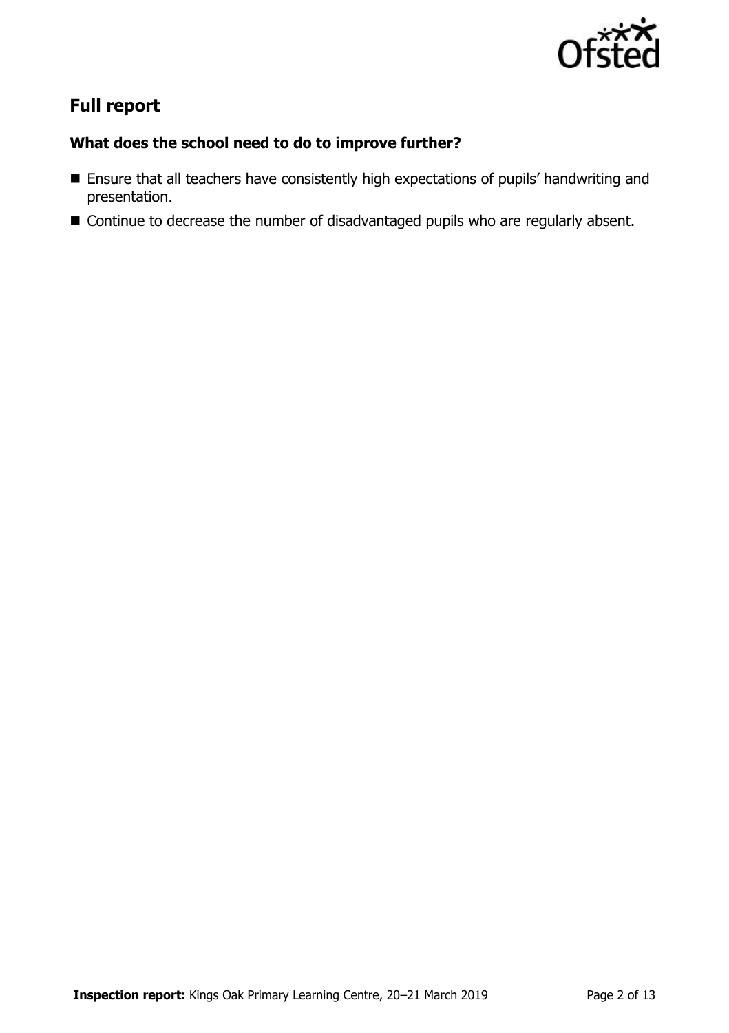## Full report

### What does the school need to do to improve further?

- Ensure that all teachers have consistently high expectations of pupils' handwriting and presentation.
- Continue to decrease the number of disadvantaged pupils who are regularly absent.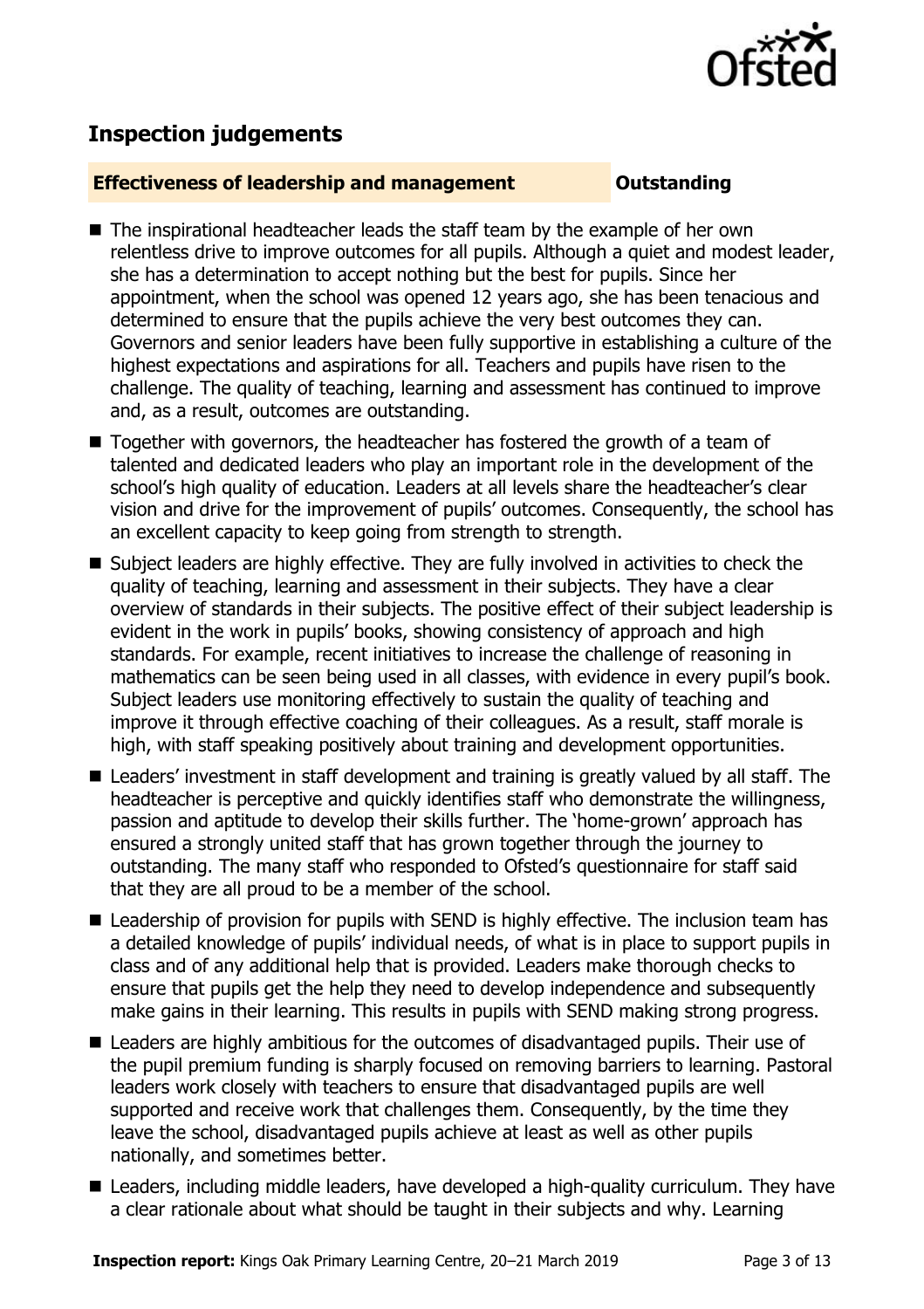## Inspection judgements

**Effectiveness of leadership and management** **Outstanding**

- The inspirational headteacher leads the staff team by the example of her own relentless drive to improve outcomes for all pupils. Although a quiet and modest leader, she has a determination to accept nothing but the best for pupils. Since her appointment, when the school was opened 12 years ago, she has been tenacious and determined to ensure that the pupils achieve the very best outcomes they can. Governors and senior leaders have been fully supportive in establishing a culture of the highest expectations and aspirations for all. Teachers and pupils have risen to the challenge. The quality of teaching, learning and assessment has continued to improve and, as a result, outcomes are outstanding.
- Together with governors, the headteacher has fostered the growth of a team of talented and dedicated leaders who play an important role in the development of the school's high quality of education. Leaders at all levels share the headteacher's clear vision and drive for the improvement of pupils' outcomes. Consequently, the school has an excellent capacity to keep going from strength to strength.
- Subject leaders are highly effective. They are fully involved in activities to check the quality of teaching, learning and assessment in their subjects. They have a clear overview of standards in their subjects. The positive effect of their subject leadership is evident in the work in pupils' books, showing consistency of approach and high standards. For example, recent initiatives to increase the challenge of reasoning in mathematics can be seen being used in all classes, with evidence in every pupil's book. Subject leaders use monitoring effectively to sustain the quality of teaching and improve it through effective coaching of their colleagues. As a result, staff morale is high, with staff speaking positively about training and development opportunities.
- Leaders' investment in staff development and training is greatly valued by all staff. The headteacher is perceptive and quickly identifies staff who demonstrate the willingness, passion and aptitude to develop their skills further. The 'home-grown' approach has ensured a strongly united staff that has grown together through the journey to outstanding. The many staff who responded to Ofsted's questionnaire for staff said that they are all proud to be a member of the school.
- Leadership of provision for pupils with SEND is highly effective. The inclusion team has a detailed knowledge of pupils' individual needs, of what is in place to support pupils in class and of any additional help that is provided. Leaders make thorough checks to ensure that pupils get the help they need to develop independence and subsequently make gains in their learning. This results in pupils with SEND making strong progress.
- Leaders are highly ambitious for the outcomes of disadvantaged pupils. Their use of the pupil premium funding is sharply focused on removing barriers to learning. Pastoral leaders work closely with teachers to ensure that disadvantaged pupils are well supported and receive work that challenges them. Consequently, by the time they leave the school, disadvantaged pupils achieve at least as well as other pupils nationally, and sometimes better.
- Leaders, including middle leaders, have developed a high-quality curriculum. They have a clear rationale about what should be taught in their subjects and why. Learning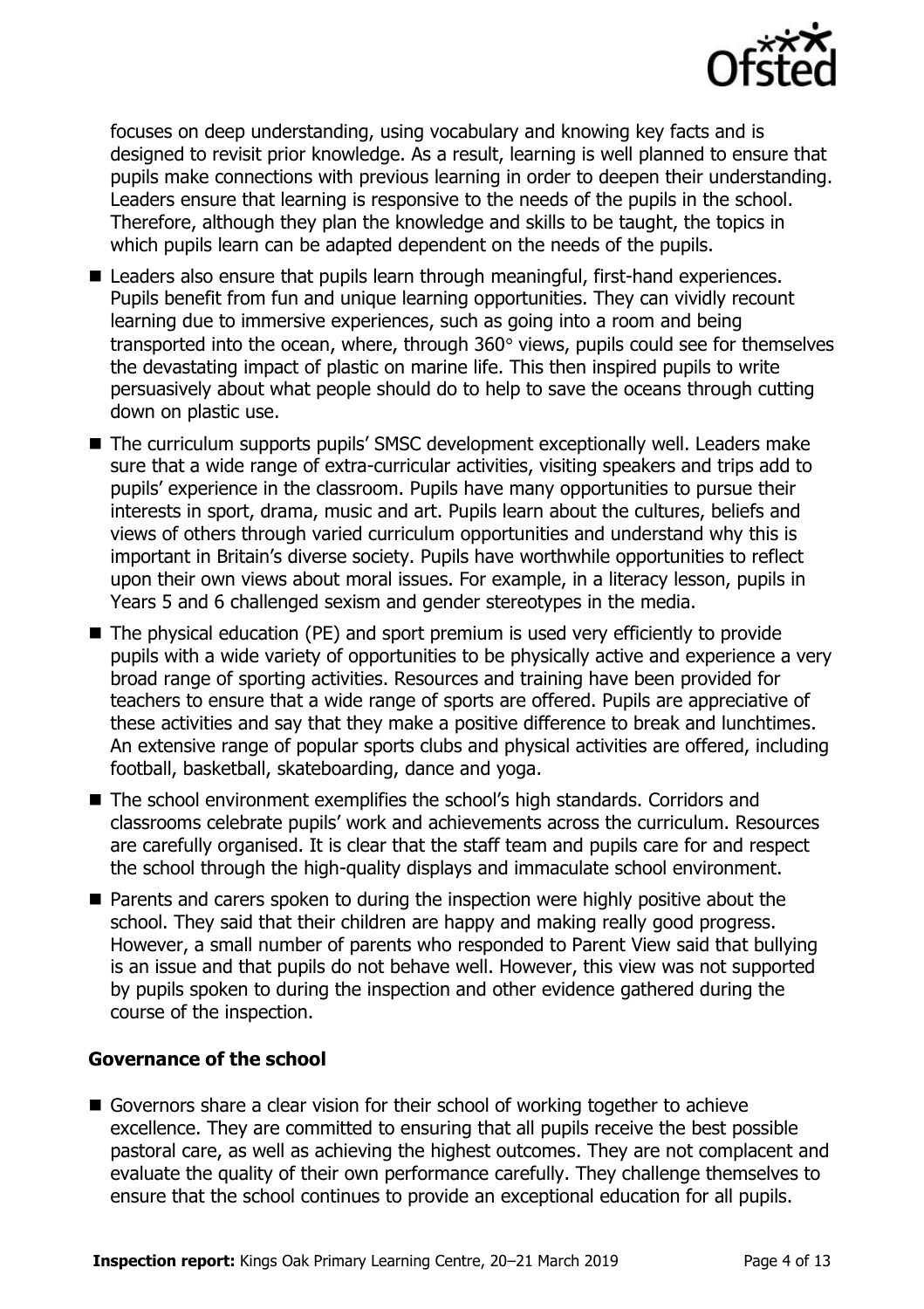focuses on deep understanding, using vocabulary and knowing key facts and is designed to revisit prior knowledge. As a result, learning is well planned to ensure that pupils make connections with previous learning in order to deepen their understanding. Leaders ensure that learning is responsive to the needs of the pupils in the school. Therefore, although they plan the knowledge and skills to be taught, the topics in which pupils learn can be adapted dependent on the needs of the pupils.

- Leaders also ensure that pupils learn through meaningful, first-hand experiences. Pupils benefit from fun and unique learning opportunities. They can vividly recount learning due to immersive experiences, such as going into a room and being transported into the ocean, where, through 360° views, pupils could see for themselves the devastating impact of plastic on marine life. This then inspired pupils to write persuasively about what people should do to help to save the oceans through cutting down on plastic use.
- The curriculum supports pupils' SMSC development exceptionally well. Leaders make sure that a wide range of extra-curricular activities, visiting speakers and trips add to pupils' experience in the classroom. Pupils have many opportunities to pursue their interests in sport, drama, music and art. Pupils learn about the cultures, beliefs and views of others through varied curriculum opportunities and understand why this is important in Britain's diverse society. Pupils have worthwhile opportunities to reflect upon their own views about moral issues. For example, in a literacy lesson, pupils in Years 5 and 6 challenged sexism and gender stereotypes in the media.
- The physical education (PE) and sport premium is used very efficiently to provide pupils with a wide variety of opportunities to be physically active and experience a very broad range of sporting activities. Resources and training have been provided for teachers to ensure that a wide range of sports are offered. Pupils are appreciative of these activities and say that they make a positive difference to break and lunchtimes. An extensive range of popular sports clubs and physical activities are offered, including football, basketball, skateboarding, dance and yoga.
- The school environment exemplifies the school's high standards. Corridors and classrooms celebrate pupils' work and achievements across the curriculum. Resources are carefully organised. It is clear that the staff team and pupils care for and respect the school through the high-quality displays and immaculate school environment.
- Parents and carers spoken to during the inspection were highly positive about the school. They said that their children are happy and making really good progress. However, a small number of parents who responded to Parent View said that bullying is an issue and that pupils do not behave well. However, this view was not supported by pupils spoken to during the inspection and other evidence gathered during the course of the inspection.

### Governance of the school

- Governors share a clear vision for their school of working together to achieve excellence. They are committed to ensuring that all pupils receive the best possible pastoral care, as well as achieving the highest outcomes. They are not complacent and evaluate the quality of their own performance carefully. They challenge themselves to ensure that the school continues to provide an exceptional education for all pupils.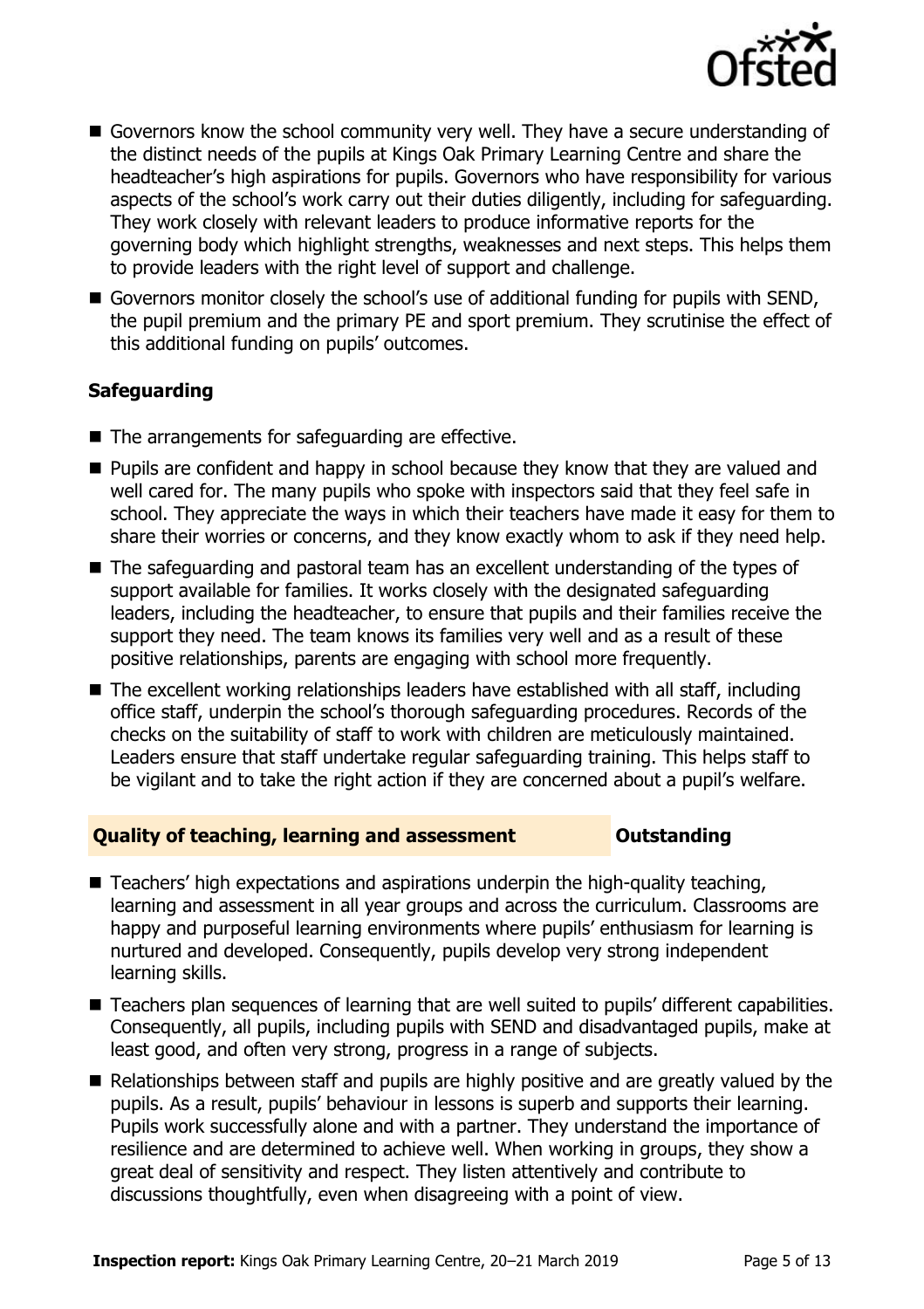- Governors know the school community very well. They have a secure understanding of the distinct needs of the pupils at Kings Oak Primary Learning Centre and share the headteacher's high aspirations for pupils. Governors who have responsibility for various aspects of the school's work carry out their duties diligently, including for safeguarding. They work closely with relevant leaders to produce informative reports for the governing body which highlight strengths, weaknesses and next steps. This helps them to provide leaders with the right level of support and challenge.
- Governors monitor closely the school's use of additional funding for pupils with SEND, the pupil premium and the primary PE and sport premium. They scrutinise the effect of this additional funding on pupils' outcomes.

### Safeguarding

- The arrangements for safeguarding are effective.
- Pupils are confident and happy in school because they know that they are valued and well cared for. The many pupils who spoke with inspectors said that they feel safe in school. They appreciate the ways in which their teachers have made it easy for them to share their worries or concerns, and they know exactly whom to ask if they need help.
- The safeguarding and pastoral team has an excellent understanding of the types of support available for families. It works closely with the designated safeguarding leaders, including the headteacher, to ensure that pupils and their families receive the support they need. The team knows its families very well and as a result of these positive relationships, parents are engaging with school more frequently.
- The excellent working relationships leaders have established with all staff, including office staff, underpin the school's thorough safeguarding procedures. Records of the checks on the suitability of staff to work with children are meticulously maintained. Leaders ensure that staff undertake regular safeguarding training. This helps staff to be vigilant and to take the right action if they are concerned about a pupil's welfare.

## Quality of teaching, learning and assessment — Outstanding

- Teachers' high expectations and aspirations underpin the high-quality teaching, learning and assessment in all year groups and across the curriculum. Classrooms are happy and purposeful learning environments where pupils' enthusiasm for learning is nurtured and developed. Consequently, pupils develop very strong independent learning skills.
- Teachers plan sequences of learning that are well suited to pupils' different capabilities. Consequently, all pupils, including pupils with SEND and disadvantaged pupils, make at least good, and often very strong, progress in a range of subjects.
- Relationships between staff and pupils are highly positive and are greatly valued by the pupils. As a result, pupils' behaviour in lessons is superb and supports their learning. Pupils work successfully alone and with a partner. They understand the importance of resilience and are determined to achieve well. When working in groups, they show a great deal of sensitivity and respect. They listen attentively and contribute to discussions thoughtfully, even when disagreeing with a point of view.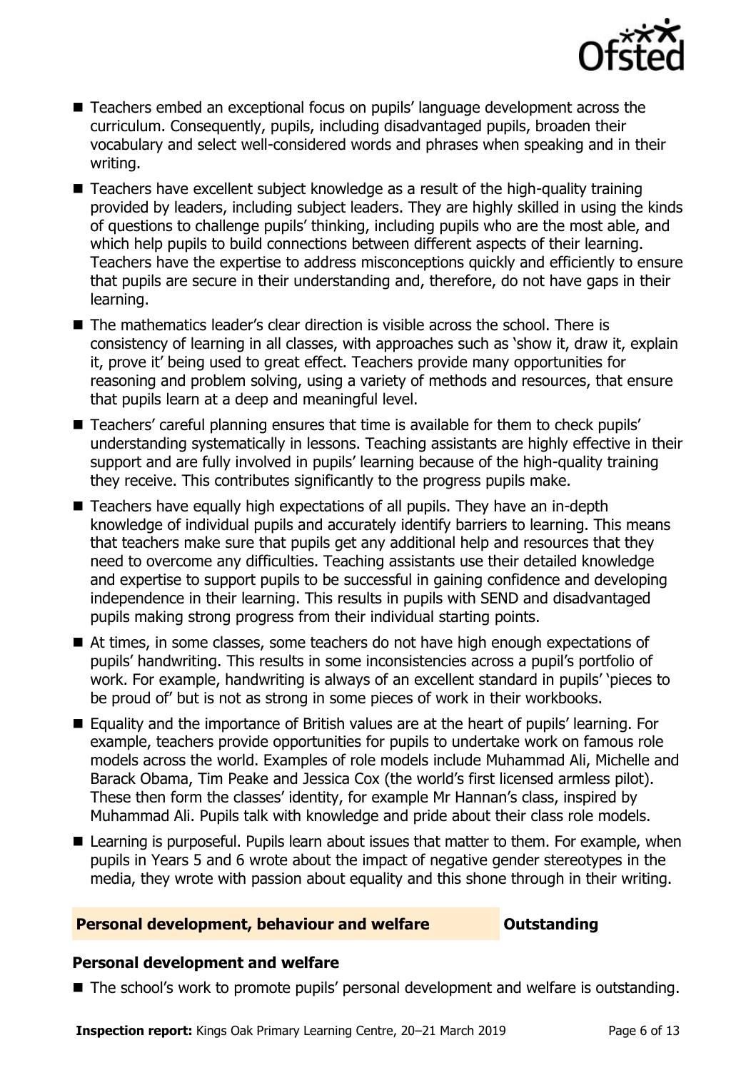- Teachers embed an exceptional focus on pupils' language development across the curriculum. Consequently, pupils, including disadvantaged pupils, broaden their vocabulary and select well-considered words and phrases when speaking and in their writing.
- Teachers have excellent subject knowledge as a result of the high-quality training provided by leaders, including subject leaders. They are highly skilled in using the kinds of questions to challenge pupils' thinking, including pupils who are the most able, and which help pupils to build connections between different aspects of their learning. Teachers have the expertise to address misconceptions quickly and efficiently to ensure that pupils are secure in their understanding and, therefore, do not have gaps in their learning.
- The mathematics leader's clear direction is visible across the school. There is consistency of learning in all classes, with approaches such as 'show it, draw it, explain it, prove it' being used to great effect. Teachers provide many opportunities for reasoning and problem solving, using a variety of methods and resources, that ensure that pupils learn at a deep and meaningful level.
- Teachers' careful planning ensures that time is available for them to check pupils' understanding systematically in lessons. Teaching assistants are highly effective in their support and are fully involved in pupils' learning because of the high-quality training they receive. This contributes significantly to the progress pupils make.
- Teachers have equally high expectations of all pupils. They have an in-depth knowledge of individual pupils and accurately identify barriers to learning. This means that teachers make sure that pupils get any additional help and resources that they need to overcome any difficulties. Teaching assistants use their detailed knowledge and expertise to support pupils to be successful in gaining confidence and developing independence in their learning. This results in pupils with SEND and disadvantaged pupils making strong progress from their individual starting points.
- At times, in some classes, some teachers do not have high enough expectations of pupils' handwriting. This results in some inconsistencies across a pupil's portfolio of work. For example, handwriting is always of an excellent standard in pupils' 'pieces to be proud of' but is not as strong in some pieces of work in their workbooks.
- Equality and the importance of British values are at the heart of pupils' learning. For example, teachers provide opportunities for pupils to undertake work on famous role models across the world. Examples of role models include Muhammad Ali, Michelle and Barack Obama, Tim Peake and Jessica Cox (the world's first licensed armless pilot). These then form the classes' identity, for example Mr Hannan's class, inspired by Muhammad Ali. Pupils talk with knowledge and pride about their class role models.
- Learning is purposeful. Pupils learn about issues that matter to them. For example, when pupils in Years 5 and 6 wrote about the impact of negative gender stereotypes in the media, they wrote with passion about equality and this shone through in their writing.

## Personal development, behaviour and welfare — Outstanding

### Personal development and welfare

- The school's work to promote pupils' personal development and welfare is outstanding.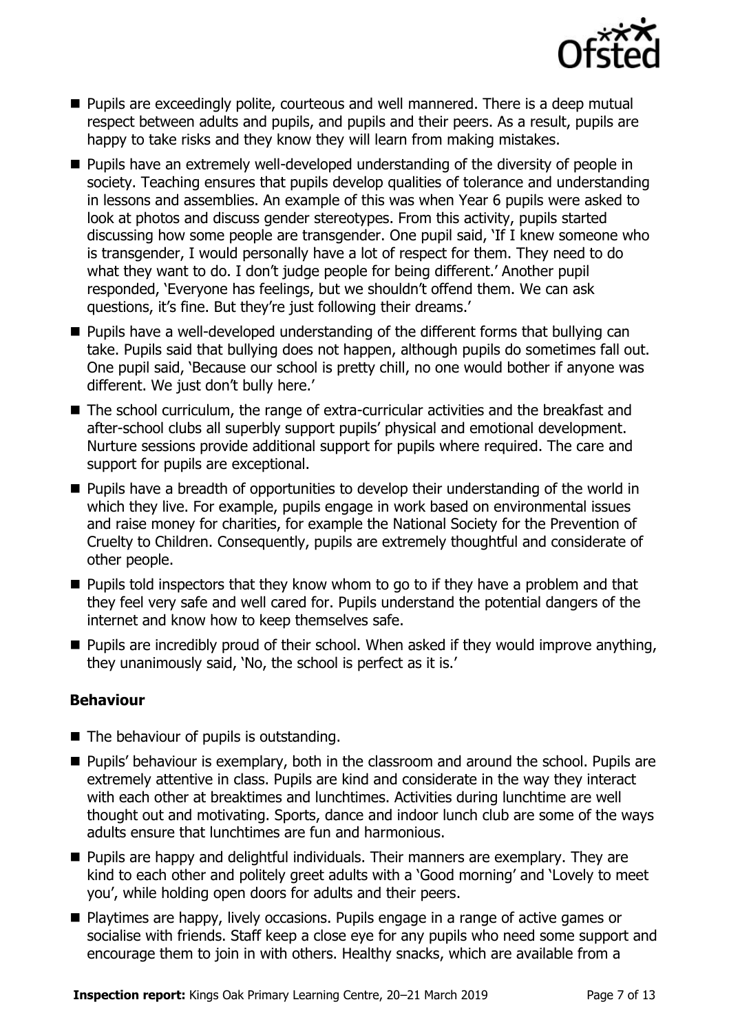- Pupils are exceedingly polite, courteous and well mannered. There is a deep mutual respect between adults and pupils, and pupils and their peers. As a result, pupils are happy to take risks and they know they will learn from making mistakes.
- Pupils have an extremely well-developed understanding of the diversity of people in society. Teaching ensures that pupils develop qualities of tolerance and understanding in lessons and assemblies. An example of this was when Year 6 pupils were asked to look at photos and discuss gender stereotypes. From this activity, pupils started discussing how some people are transgender. One pupil said, 'If I knew someone who is transgender, I would personally have a lot of respect for them. They need to do what they want to do. I don't judge people for being different.' Another pupil responded, 'Everyone has feelings, but we shouldn't offend them. We can ask questions, it's fine. But they're just following their dreams.'
- Pupils have a well-developed understanding of the different forms that bullying can take. Pupils said that bullying does not happen, although pupils do sometimes fall out. One pupil said, 'Because our school is pretty chill, no one would bother if anyone was different. We just don't bully here.'
- The school curriculum, the range of extra-curricular activities and the breakfast and after-school clubs all superbly support pupils' physical and emotional development. Nurture sessions provide additional support for pupils where required. The care and support for pupils are exceptional.
- Pupils have a breadth of opportunities to develop their understanding of the world in which they live. For example, pupils engage in work based on environmental issues and raise money for charities, for example the National Society for the Prevention of Cruelty to Children. Consequently, pupils are extremely thoughtful and considerate of other people.
- Pupils told inspectors that they know whom to go to if they have a problem and that they feel very safe and well cared for. Pupils understand the potential dangers of the internet and know how to keep themselves safe.
- Pupils are incredibly proud of their school. When asked if they would improve anything, they unanimously said, 'No, the school is perfect as it is.'

### Behaviour

- The behaviour of pupils is outstanding.
- Pupils' behaviour is exemplary, both in the classroom and around the school. Pupils are extremely attentive in class. Pupils are kind and considerate in the way they interact with each other at breaktimes and lunchtimes. Activities during lunchtime are well thought out and motivating. Sports, dance and indoor lunch club are some of the ways adults ensure that lunchtimes are fun and harmonious.
- Pupils are happy and delightful individuals. Their manners are exemplary. They are kind to each other and politely greet adults with a 'Good morning' and 'Lovely to meet you', while holding open doors for adults and their peers.
- Playtimes are happy, lively occasions. Pupils engage in a range of active games or socialise with friends. Staff keep a close eye for any pupils who need some support and encourage them to join in with others. Healthy snacks, which are available from a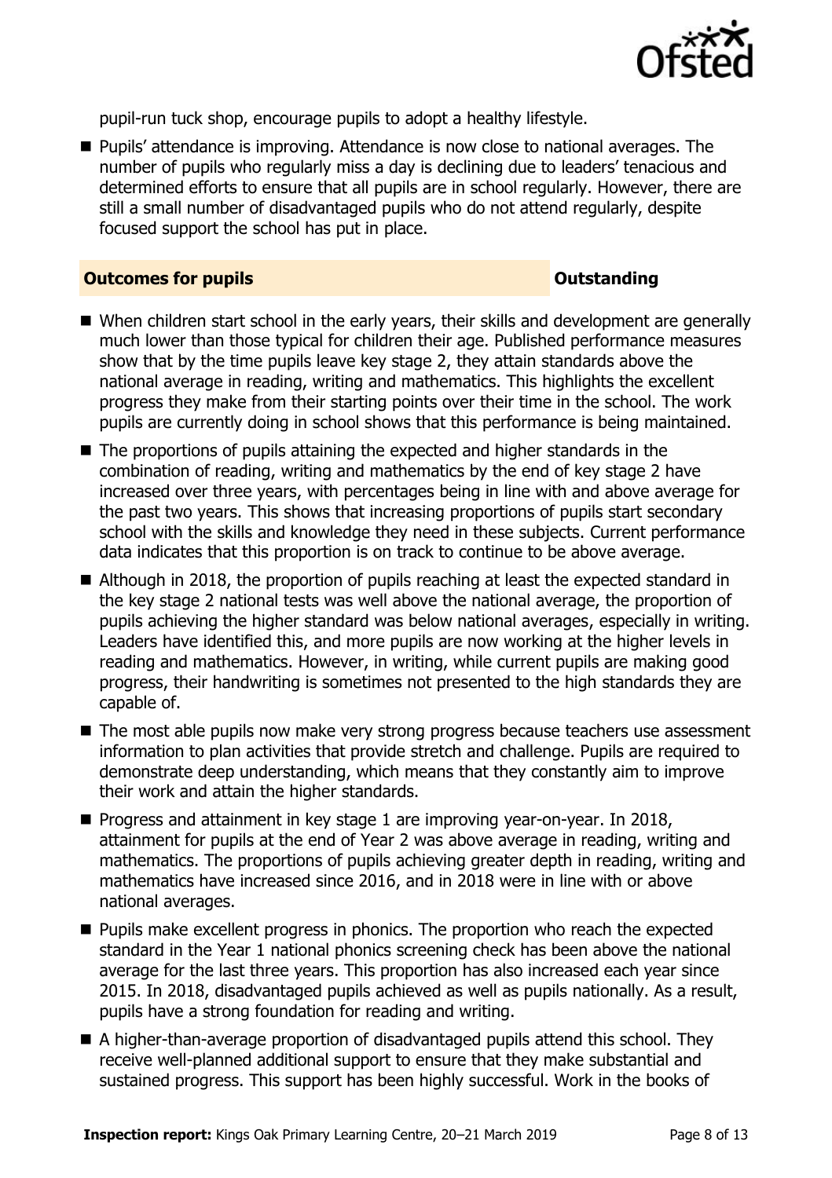pupil-run tuck shop, encourage pupils to adopt a healthy lifestyle.

- Pupils' attendance is improving. Attendance is now close to national averages. The number of pupils who regularly miss a day is declining due to leaders' tenacious and determined efforts to ensure that all pupils are in school regularly. However, there are still a small number of disadvantaged pupils who do not attend regularly, despite focused support the school has put in place.

## Outcomes for pupils — Outstanding

- When children start school in the early years, their skills and development are generally much lower than those typical for children their age. Published performance measures show that by the time pupils leave key stage 2, they attain standards above the national average in reading, writing and mathematics. This highlights the excellent progress they make from their starting points over their time in the school. The work pupils are currently doing in school shows that this performance is being maintained.
- The proportions of pupils attaining the expected and higher standards in the combination of reading, writing and mathematics by the end of key stage 2 have increased over three years, with percentages being in line with and above average for the past two years. This shows that increasing proportions of pupils start secondary school with the skills and knowledge they need in these subjects. Current performance data indicates that this proportion is on track to continue to be above average.
- Although in 2018, the proportion of pupils reaching at least the expected standard in the key stage 2 national tests was well above the national average, the proportion of pupils achieving the higher standard was below national averages, especially in writing. Leaders have identified this, and more pupils are now working at the higher levels in reading and mathematics. However, in writing, while current pupils are making good progress, their handwriting is sometimes not presented to the high standards they are capable of.
- The most able pupils now make very strong progress because teachers use assessment information to plan activities that provide stretch and challenge. Pupils are required to demonstrate deep understanding, which means that they constantly aim to improve their work and attain the higher standards.
- Progress and attainment in key stage 1 are improving year-on-year. In 2018, attainment for pupils at the end of Year 2 was above average in reading, writing and mathematics. The proportions of pupils achieving greater depth in reading, writing and mathematics have increased since 2016, and in 2018 were in line with or above national averages.
- Pupils make excellent progress in phonics. The proportion who reach the expected standard in the Year 1 national phonics screening check has been above the national average for the last three years. This proportion has also increased each year since 2015. In 2018, disadvantaged pupils achieved as well as pupils nationally. As a result, pupils have a strong foundation for reading and writing.
- A higher-than-average proportion of disadvantaged pupils attend this school. They receive well-planned additional support to ensure that they make substantial and sustained progress. This support has been highly successful. Work in the books of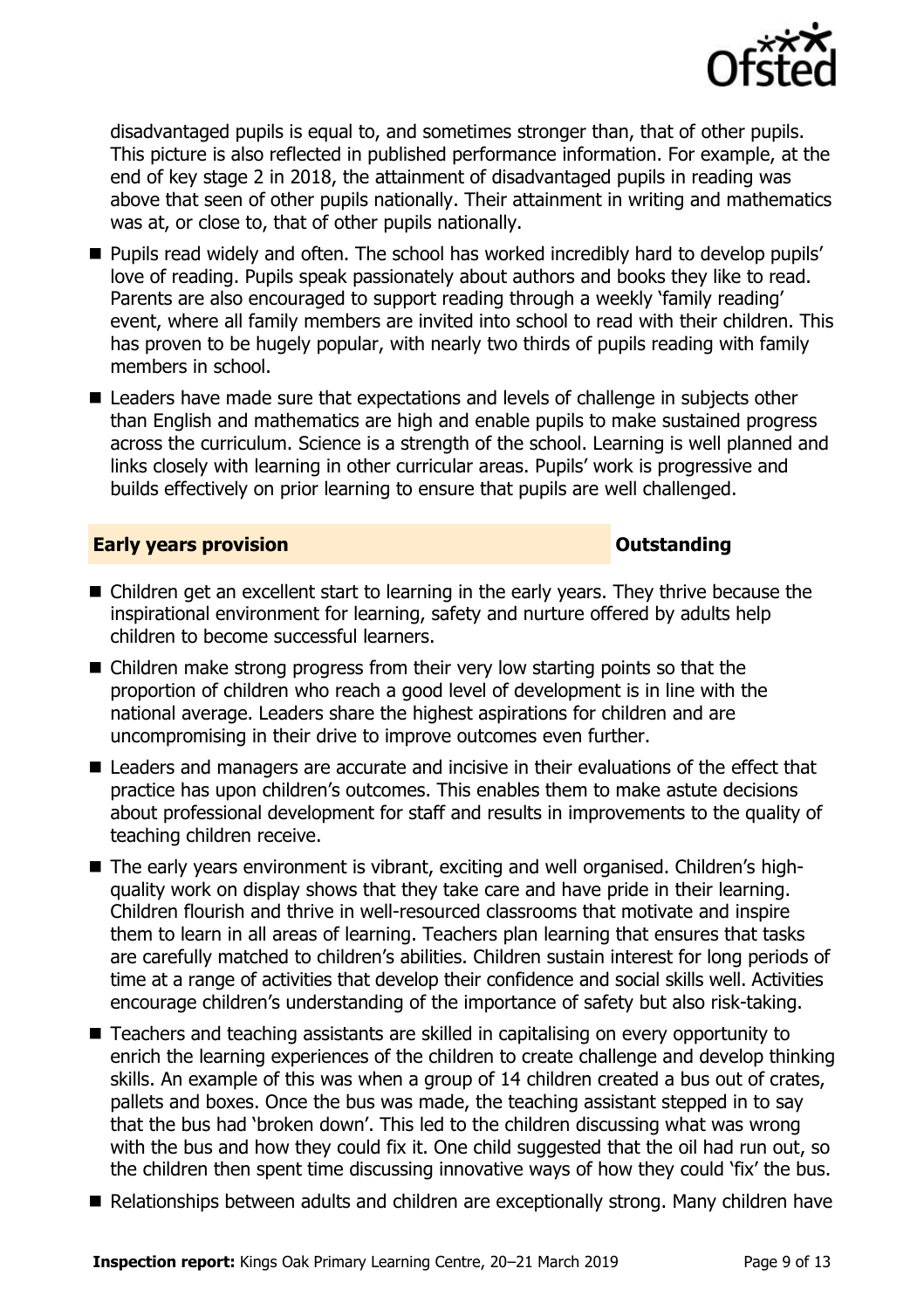disadvantaged pupils is equal to, and sometimes stronger than, that of other pupils. This picture is also reflected in published performance information. For example, at the end of key stage 2 in 2018, the attainment of disadvantaged pupils in reading was above that seen of other pupils nationally. Their attainment in writing and mathematics was at, or close to, that of other pupils nationally.

- Pupils read widely and often. The school has worked incredibly hard to develop pupils' love of reading. Pupils speak passionately about authors and books they like to read. Parents are also encouraged to support reading through a weekly 'family reading' event, where all family members are invited into school to read with their children. This has proven to be hugely popular, with nearly two thirds of pupils reading with family members in school.
- Leaders have made sure that expectations and levels of challenge in subjects other than English and mathematics are high and enable pupils to make sustained progress across the curriculum. Science is a strength of the school. Learning is well planned and links closely with learning in other curricular areas. Pupils' work is progressive and builds effectively on prior learning to ensure that pupils are well challenged.

## Early years provision — Outstanding

- Children get an excellent start to learning in the early years. They thrive because the inspirational environment for learning, safety and nurture offered by adults help children to become successful learners.
- Children make strong progress from their very low starting points so that the proportion of children who reach a good level of development is in line with the national average. Leaders share the highest aspirations for children and are uncompromising in their drive to improve outcomes even further.
- Leaders and managers are accurate and incisive in their evaluations of the effect that practice has upon children's outcomes. This enables them to make astute decisions about professional development for staff and results in improvements to the quality of teaching children receive.
- The early years environment is vibrant, exciting and well organised. Children's high-quality work on display shows that they take care and have pride in their learning. Children flourish and thrive in well-resourced classrooms that motivate and inspire them to learn in all areas of learning. Teachers plan learning that ensures that tasks are carefully matched to children's abilities. Children sustain interest for long periods of time at a range of activities that develop their confidence and social skills well. Activities encourage children's understanding of the importance of safety but also risk-taking.
- Teachers and teaching assistants are skilled in capitalising on every opportunity to enrich the learning experiences of the children to create challenge and develop thinking skills. An example of this was when a group of 14 children created a bus out of crates, pallets and boxes. Once the bus was made, the teaching assistant stepped in to say that the bus had 'broken down'. This led to the children discussing what was wrong with the bus and how they could fix it. One child suggested that the oil had run out, so the children then spent time discussing innovative ways of how they could 'fix' the bus.
- Relationships between adults and children are exceptionally strong. Many children have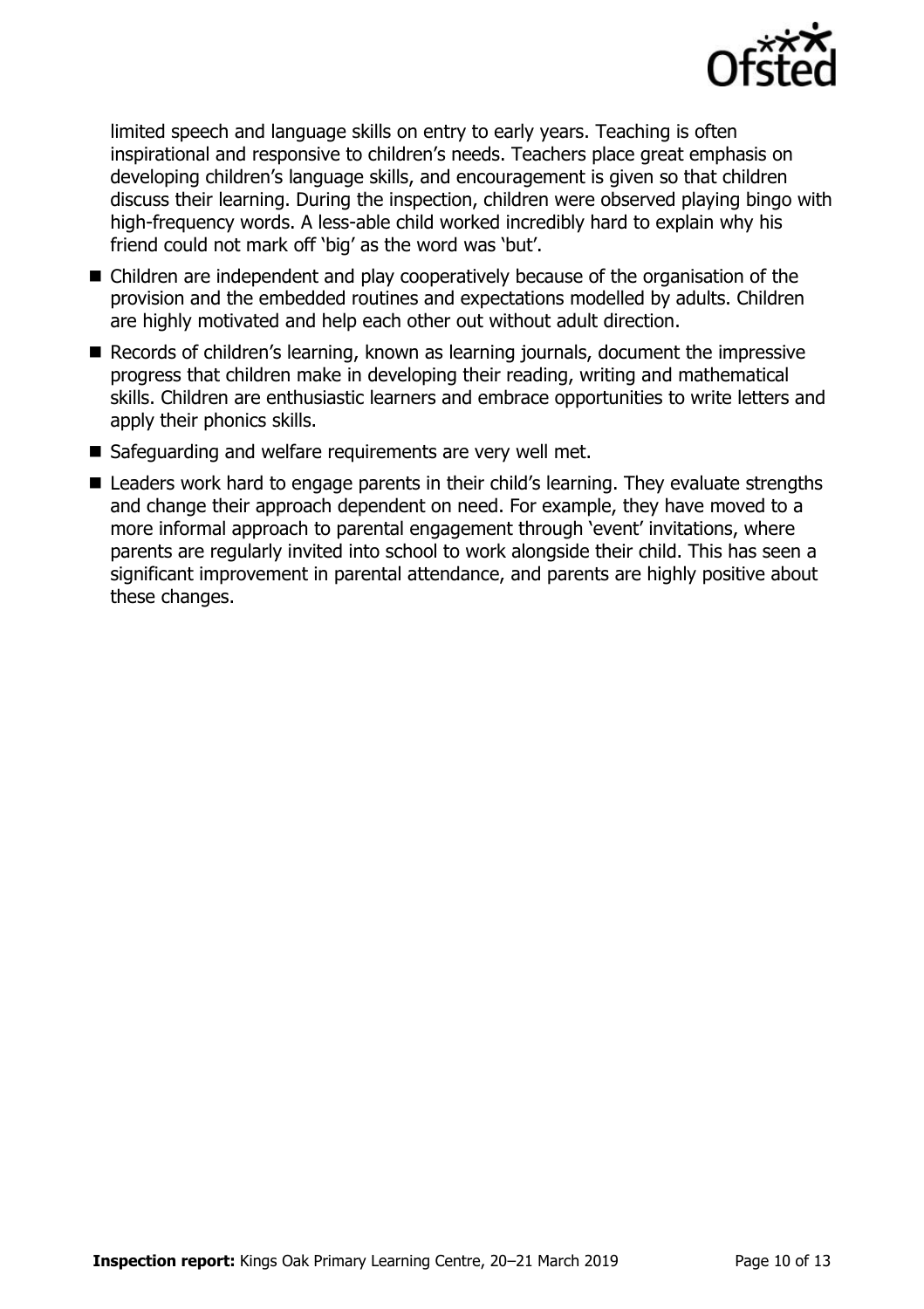limited speech and language skills on entry to early years. Teaching is often inspirational and responsive to children's needs. Teachers place great emphasis on developing children's language skills, and encouragement is given so that children discuss their learning. During the inspection, children were observed playing bingo with high-frequency words. A less-able child worked incredibly hard to explain why his friend could not mark off 'big' as the word was 'but'.

- Children are independent and play cooperatively because of the organisation of the provision and the embedded routines and expectations modelled by adults. Children are highly motivated and help each other out without adult direction.
- Records of children's learning, known as learning journals, document the impressive progress that children make in developing their reading, writing and mathematical skills. Children are enthusiastic learners and embrace opportunities to write letters and apply their phonics skills.
- Safeguarding and welfare requirements are very well met.
- Leaders work hard to engage parents in their child's learning. They evaluate strengths and change their approach dependent on need. For example, they have moved to a more informal approach to parental engagement through 'event' invitations, where parents are regularly invited into school to work alongside their child. This has seen a significant improvement in parental attendance, and parents are highly positive about these changes.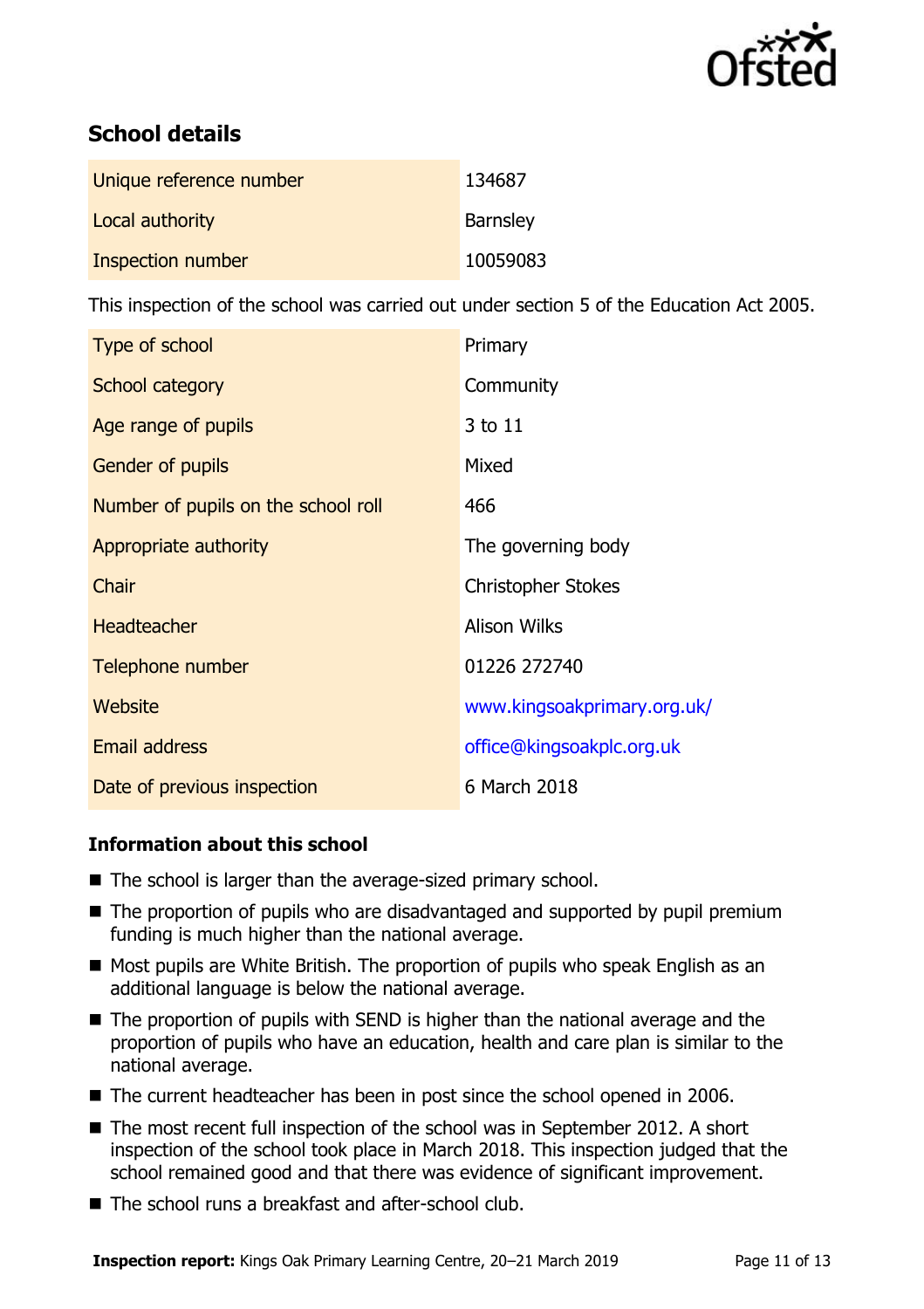## School details

| | |
|---|---|
| Unique reference number | 134687 |
| Local authority | Barnsley |
| Inspection number | 10059083 |

This inspection of the school was carried out under section 5 of the Education Act 2005.

| | |
|---|---|
| Type of school | Primary |
| School category | Community |
| Age range of pupils | 3 to 11 |
| Gender of pupils | Mixed |
| Number of pupils on the school roll | 466 |
| Appropriate authority | The governing body |
| Chair | Christopher Stokes |
| Headteacher | Alison Wilks |
| Telephone number | 01226 272740 |
| Website | www.kingsoakprimary.org.uk/ |
| Email address | office@kingsoakplc.org.uk |
| Date of previous inspection | 6 March 2018 |

### Information about this school

- The school is larger than the average-sized primary school.
- The proportion of pupils who are disadvantaged and supported by pupil premium funding is much higher than the national average.
- Most pupils are White British. The proportion of pupils who speak English as an additional language is below the national average.
- The proportion of pupils with SEND is higher than the national average and the proportion of pupils who have an education, health and care plan is similar to the national average.
- The current headteacher has been in post since the school opened in 2006.
- The most recent full inspection of the school was in September 2012. A short inspection of the school took place in March 2018. This inspection judged that the school remained good and that there was evidence of significant improvement.
- The school runs a breakfast and after-school club.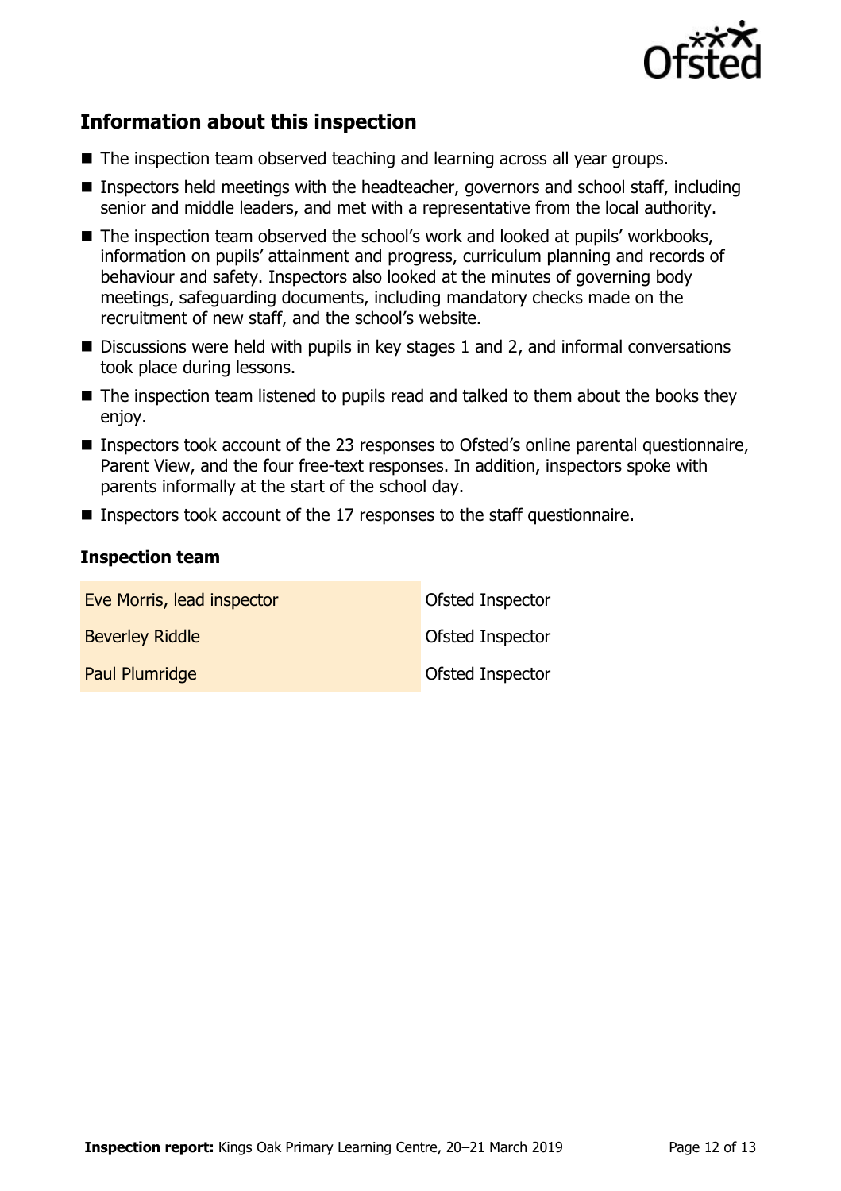## Information about this inspection

- The inspection team observed teaching and learning across all year groups.
- Inspectors held meetings with the headteacher, governors and school staff, including senior and middle leaders, and met with a representative from the local authority.
- The inspection team observed the school's work and looked at pupils' workbooks, information on pupils' attainment and progress, curriculum planning and records of behaviour and safety. Inspectors also looked at the minutes of governing body meetings, safeguarding documents, including mandatory checks made on the recruitment of new staff, and the school's website.
- Discussions were held with pupils in key stages 1 and 2, and informal conversations took place during lessons.
- The inspection team listened to pupils read and talked to them about the books they enjoy.
- Inspectors took account of the 23 responses to Ofsted's online parental questionnaire, Parent View, and the four free-text responses. In addition, inspectors spoke with parents informally at the start of the school day.
- Inspectors took account of the 17 responses to the staff questionnaire.

### Inspection team

| | |
|---|---|
| Eve Morris, lead inspector | Ofsted Inspector |
| Beverley Riddle | Ofsted Inspector |
| Paul Plumridge | Ofsted Inspector |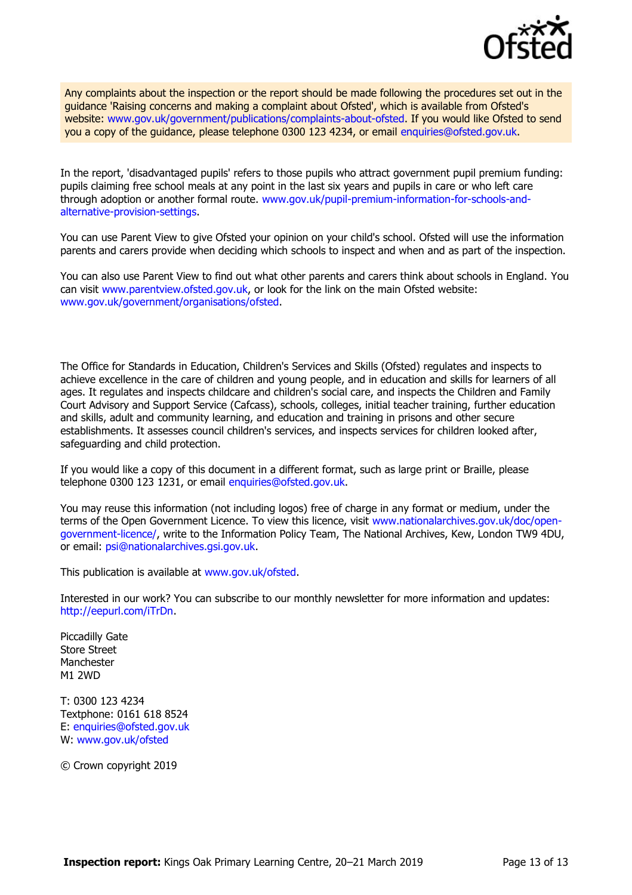Any complaints about the inspection or the report should be made following the procedures set out in the guidance 'Raising concerns and making a complaint about Ofsted', which is available from Ofsted's website: www.gov.uk/government/publications/complaints-about-ofsted. If you would like Ofsted to send you a copy of the guidance, please telephone 0300 123 4234, or email enquiries@ofsted.gov.uk.

In the report, 'disadvantaged pupils' refers to those pupils who attract government pupil premium funding: pupils claiming free school meals at any point in the last six years and pupils in care or who left care through adoption or another formal route. www.gov.uk/pupil-premium-information-for-schools-and-alternative-provision-settings.

You can use Parent View to give Ofsted your opinion on your child's school. Ofsted will use the information parents and carers provide when deciding which schools to inspect and when and as part of the inspection.

You can also use Parent View to find out what other parents and carers think about schools in England. You can visit www.parentview.ofsted.gov.uk, or look for the link on the main Ofsted website: www.gov.uk/government/organisations/ofsted.

The Office for Standards in Education, Children's Services and Skills (Ofsted) regulates and inspects to achieve excellence in the care of children and young people, and in education and skills for learners of all ages. It regulates and inspects childcare and children's social care, and inspects the Children and Family Court Advisory and Support Service (Cafcass), schools, colleges, initial teacher training, further education and skills, adult and community learning, and education and training in prisons and other secure establishments. It assesses council children's services, and inspects services for children looked after, safeguarding and child protection.

If you would like a copy of this document in a different format, such as large print or Braille, please telephone 0300 123 1231, or email enquiries@ofsted.gov.uk.

You may reuse this information (not including logos) free of charge in any format or medium, under the terms of the Open Government Licence. To view this licence, visit www.nationalarchives.gov.uk/doc/open-government-licence/, write to the Information Policy Team, The National Archives, Kew, London TW9 4DU, or email: psi@nationalarchives.gsi.gov.uk.

This publication is available at www.gov.uk/ofsted.

Interested in our work? You can subscribe to our monthly newsletter for more information and updates: http://eepurl.com/iTrDn.

Piccadilly Gate
Store Street
Manchester
M1 2WD

T: 0300 123 4234
Textphone: 0161 618 8524
E: enquiries@ofsted.gov.uk
W: www.gov.uk/ofsted

© Crown copyright 2019